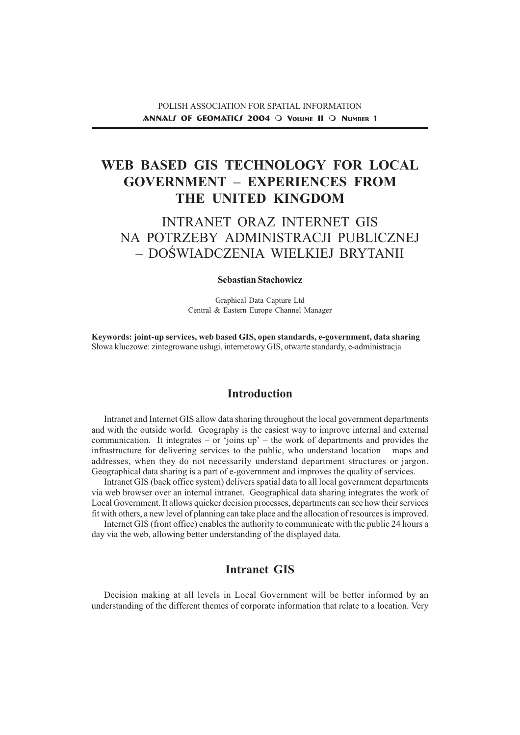# WEB BASED GIS TECHNOLOGY FOR LOCAL GOVERNMENT – EXPERIENCES FROM THE UNITED KINGDOM

# INTRANET ORAZ INTERNET GIS NA POTRZEBY ADMINISTRACJI PUBLICZNEJ – DOŚWIADCZENIA WIELKIEJ BRYTANII

**Sebastian Stachowicz**

Graphical Data Capture Ltd
Central & Eastern Europe Channel Manager

**Keywords: joint-up services, web based GIS, open standards, e-government, data sharing**
Słowa kluczowe: zintegrowane usługi, internetowy GIS, otwarte standardy, e-administracja

## Introduction

Intranet and Internet GIS allow data sharing throughout the local government departments and with the outside world. Geography is the easiest way to improve internal and external communication. It integrates – or 'joins up' – the work of departments and provides the infrastructure for delivering services to the public, who understand location – maps and addresses, when they do not necessarily understand department structures or jargon. Geographical data sharing is a part of e-government and improves the quality of services.

Intranet GIS (back office system) delivers spatial data to all local government departments via web browser over an internal intranet. Geographical data sharing integrates the work of Local Government. It allows quicker decision processes, departments can see how their services fit with others, a new level of planning can take place and the allocation of resources is improved.

Internet GIS (front office) enables the authority to communicate with the public 24 hours a day via the web, allowing better understanding of the displayed data.

## Intranet GIS

Decision making at all levels in Local Government will be better informed by an understanding of the different themes of corporate information that relate to a location. Very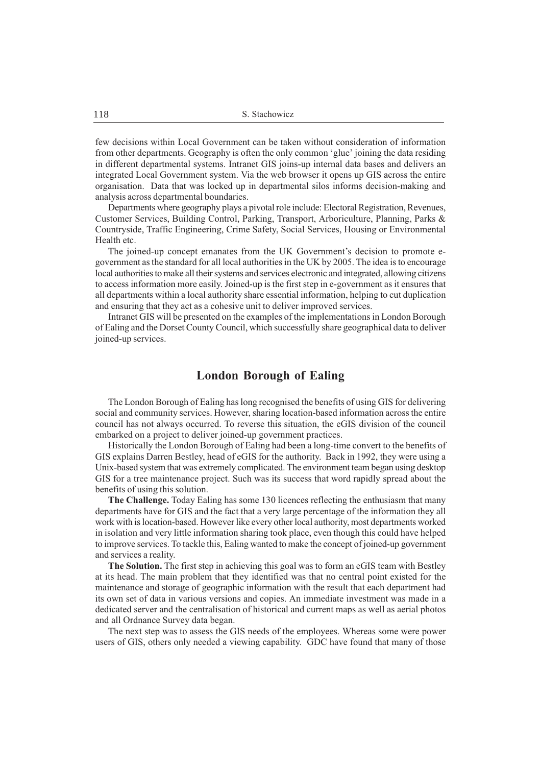few decisions within Local Government can be taken without consideration of information from other departments. Geography is often the only common 'glue' joining the data residing in different departmental systems. Intranet GIS joins-up internal data bases and delivers an integrated Local Government system. Via the web browser it opens up GIS across the entire organisation. Data that was locked up in departmental silos informs decision-making and analysis across departmental boundaries.

Departments where geography plays a pivotal role include: Electoral Registration, Revenues, Customer Services, Building Control, Parking, Transport, Arboriculture, Planning, Parks & Countryside, Traffic Engineering, Crime Safety, Social Services, Housing or Environmental Health etc.

The joined-up concept emanates from the UK Government's decision to promote e-government as the standard for all local authorities in the UK by 2005. The idea is to encourage local authorities to make all their systems and services electronic and integrated, allowing citizens to access information more easily. Joined-up is the first step in e-government as it ensures that all departments within a local authority share essential information, helping to cut duplication and ensuring that they act as a cohesive unit to deliver improved services.

Intranet GIS will be presented on the examples of the implementations in London Borough of Ealing and the Dorset County Council, which successfully share geographical data to deliver joined-up services.

## London Borough of Ealing

The London Borough of Ealing has long recognised the benefits of using GIS for delivering social and community services. However, sharing location-based information across the entire council has not always occurred. To reverse this situation, the eGIS division of the council embarked on a project to deliver joined-up government practices.

Historically the London Borough of Ealing had been a long-time convert to the benefits of GIS explains Darren Bestley, head of eGIS for the authority. Back in 1992, they were using a Unix-based system that was extremely complicated. The environment team began using desktop GIS for a tree maintenance project. Such was its success that word rapidly spread about the benefits of using this solution.

**The Challenge.** Today Ealing has some 130 licences reflecting the enthusiasm that many departments have for GIS and the fact that a very large percentage of the information they all work with is location-based. However like every other local authority, most departments worked in isolation and very little information sharing took place, even though this could have helped to improve services. To tackle this, Ealing wanted to make the concept of joined-up government and services a reality.

**The Solution.** The first step in achieving this goal was to form an eGIS team with Bestley at its head. The main problem that they identified was that no central point existed for the maintenance and storage of geographic information with the result that each department had its own set of data in various versions and copies. An immediate investment was made in a dedicated server and the centralisation of historical and current maps as well as aerial photos and all Ordnance Survey data began.

The next step was to assess the GIS needs of the employees. Whereas some were power users of GIS, others only needed a viewing capability. GDC have found that many of those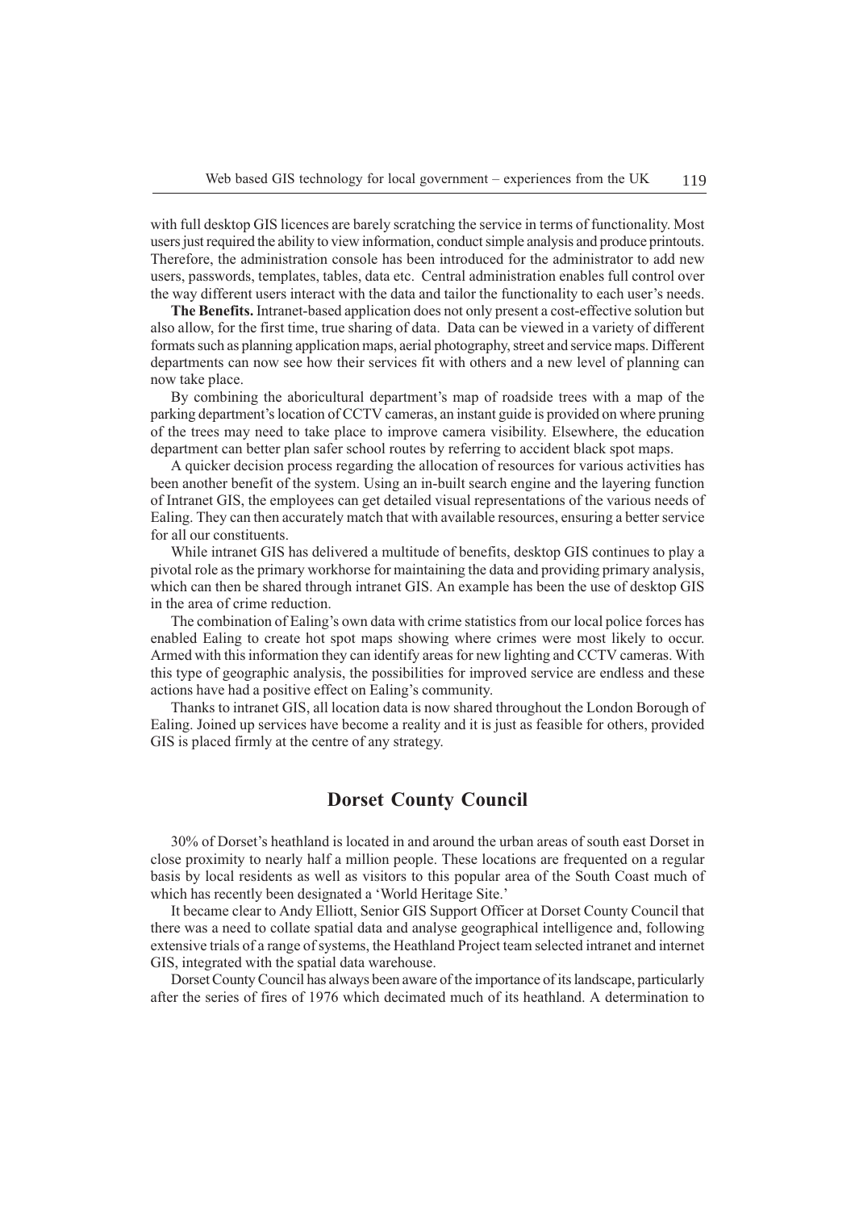with full desktop GIS licences are barely scratching the service in terms of functionality. Most users just required the ability to view information, conduct simple analysis and produce printouts. Therefore, the administration console has been introduced for the administrator to add new users, passwords, templates, tables, data etc. Central administration enables full control over the way different users interact with the data and tailor the functionality to each user's needs.

**The Benefits.** Intranet-based application does not only present a cost-effective solution but also allow, for the first time, true sharing of data. Data can be viewed in a variety of different formats such as planning application maps, aerial photography, street and service maps. Different departments can now see how their services fit with others and a new level of planning can now take place.

By combining the aboricultural department's map of roadside trees with a map of the parking department's location of CCTV cameras, an instant guide is provided on where pruning of the trees may need to take place to improve camera visibility. Elsewhere, the education department can better plan safer school routes by referring to accident black spot maps.

A quicker decision process regarding the allocation of resources for various activities has been another benefit of the system. Using an in-built search engine and the layering function of Intranet GIS, the employees can get detailed visual representations of the various needs of Ealing. They can then accurately match that with available resources, ensuring a better service for all our constituents.

While intranet GIS has delivered a multitude of benefits, desktop GIS continues to play a pivotal role as the primary workhorse for maintaining the data and providing primary analysis, which can then be shared through intranet GIS. An example has been the use of desktop GIS in the area of crime reduction.

The combination of Ealing's own data with crime statistics from our local police forces has enabled Ealing to create hot spot maps showing where crimes were most likely to occur. Armed with this information they can identify areas for new lighting and CCTV cameras. With this type of geographic analysis, the possibilities for improved service are endless and these actions have had a positive effect on Ealing's community.

Thanks to intranet GIS, all location data is now shared throughout the London Borough of Ealing. Joined up services have become a reality and it is just as feasible for others, provided GIS is placed firmly at the centre of any strategy.

## Dorset County Council

30% of Dorset's heathland is located in and around the urban areas of south east Dorset in close proximity to nearly half a million people. These locations are frequented on a regular basis by local residents as well as visitors to this popular area of the South Coast much of which has recently been designated a 'World Heritage Site.'

It became clear to Andy Elliott, Senior GIS Support Officer at Dorset County Council that there was a need to collate spatial data and analyse geographical intelligence and, following extensive trials of a range of systems, the Heathland Project team selected intranet and internet GIS, integrated with the spatial data warehouse.

Dorset County Council has always been aware of the importance of its landscape, particularly after the series of fires of 1976 which decimated much of its heathland. A determination to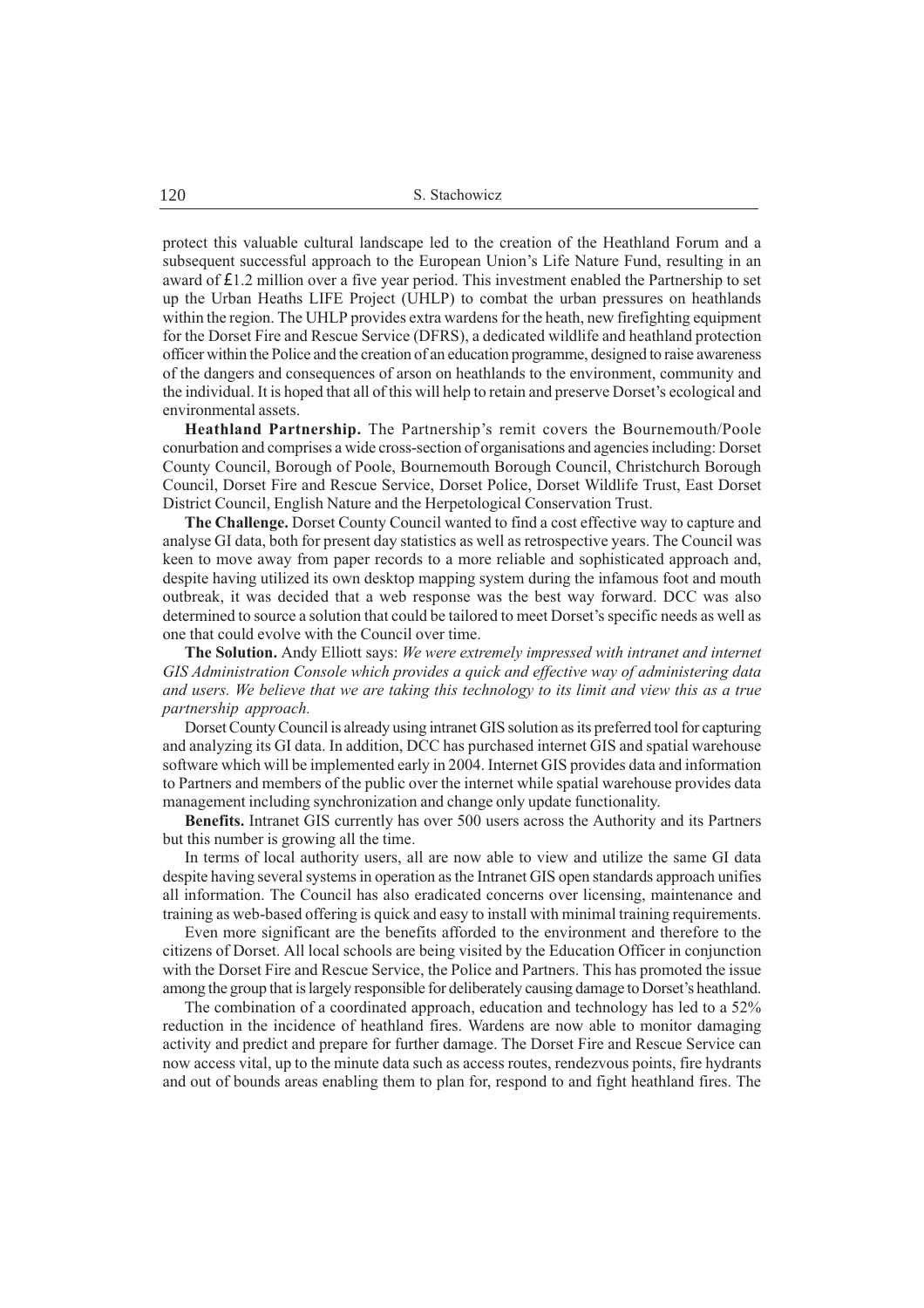protect this valuable cultural landscape led to the creation of the Heathland Forum and a subsequent successful approach to the European Union's Life Nature Fund, resulting in an award of £1.2 million over a five year period. This investment enabled the Partnership to set up the Urban Heaths LIFE Project (UHLP) to combat the urban pressures on heathlands within the region. The UHLP provides extra wardens for the heath, new firefighting equipment for the Dorset Fire and Rescue Service (DFRS), a dedicated wildlife and heathland protection officer within the Police and the creation of an education programme, designed to raise awareness of the dangers and consequences of arson on heathlands to the environment, community and the individual. It is hoped that all of this will help to retain and preserve Dorset's ecological and environmental assets.

**Heathland Partnership.** The Partnership's remit covers the Bournemouth/Poole conurbation and comprises a wide cross-section of organisations and agencies including: Dorset County Council, Borough of Poole, Bournemouth Borough Council, Christchurch Borough Council, Dorset Fire and Rescue Service, Dorset Police, Dorset Wildlife Trust, East Dorset District Council, English Nature and the Herpetological Conservation Trust.

**The Challenge.** Dorset County Council wanted to find a cost effective way to capture and analyse GI data, both for present day statistics as well as retrospective years. The Council was keen to move away from paper records to a more reliable and sophisticated approach and, despite having utilized its own desktop mapping system during the infamous foot and mouth outbreak, it was decided that a web response was the best way forward. DCC was also determined to source a solution that could be tailored to meet Dorset's specific needs as well as one that could evolve with the Council over time.

**The Solution.** Andy Elliott says: *We were extremely impressed with intranet and internet GIS Administration Console which provides a quick and effective way of administering data and users. We believe that we are taking this technology to its limit and view this as a true partnership approach.*

Dorset County Council is already using intranet GIS solution as its preferred tool for capturing and analyzing its GI data. In addition, DCC has purchased internet GIS and spatial warehouse software which will be implemented early in 2004. Internet GIS provides data and information to Partners and members of the public over the internet while spatial warehouse provides data management including synchronization and change only update functionality.

**Benefits.** Intranet GIS currently has over 500 users across the Authority and its Partners but this number is growing all the time.

In terms of local authority users, all are now able to view and utilize the same GI data despite having several systems in operation as the Intranet GIS open standards approach unifies all information. The Council has also eradicated concerns over licensing, maintenance and training as web-based offering is quick and easy to install with minimal training requirements.

Even more significant are the benefits afforded to the environment and therefore to the citizens of Dorset. All local schools are being visited by the Education Officer in conjunction with the Dorset Fire and Rescue Service, the Police and Partners. This has promoted the issue among the group that is largely responsible for deliberately causing damage to Dorset's heathland.

The combination of a coordinated approach, education and technology has led to a 52% reduction in the incidence of heathland fires. Wardens are now able to monitor damaging activity and predict and prepare for further damage. The Dorset Fire and Rescue Service can now access vital, up to the minute data such as access routes, rendezvous points, fire hydrants and out of bounds areas enabling them to plan for, respond to and fight heathland fires. The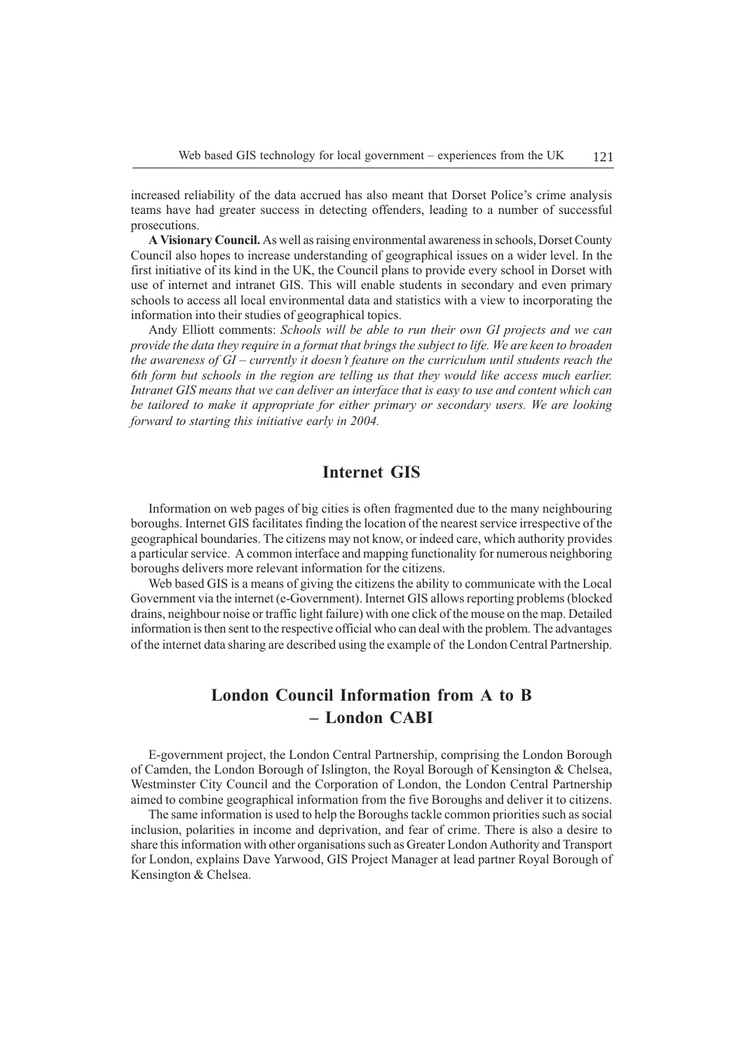increased reliability of the data accrued has also meant that Dorset Police's crime analysis teams have had greater success in detecting offenders, leading to a number of successful prosecutions.

**A Visionary Council.** As well as raising environmental awareness in schools, Dorset County Council also hopes to increase understanding of geographical issues on a wider level. In the first initiative of its kind in the UK, the Council plans to provide every school in Dorset with use of internet and intranet GIS. This will enable students in secondary and even primary schools to access all local environmental data and statistics with a view to incorporating the information into their studies of geographical topics.

Andy Elliott comments: *Schools will be able to run their own GI projects and we can provide the data they require in a format that brings the subject to life. We are keen to broaden the awareness of GI – currently it doesn't feature on the curriculum until students reach the 6th form but schools in the region are telling us that they would like access much earlier. Intranet GIS means that we can deliver an interface that is easy to use and content which can be tailored to make it appropriate for either primary or secondary users. We are looking forward to starting this initiative early in 2004.*

## Internet GIS

Information on web pages of big cities is often fragmented due to the many neighbouring boroughs. Internet GIS facilitates finding the location of the nearest service irrespective of the geographical boundaries. The citizens may not know, or indeed care, which authority provides a particular service. A common interface and mapping functionality for numerous neighboring boroughs delivers more relevant information for the citizens.

Web based GIS is a means of giving the citizens the ability to communicate with the Local Government via the internet (e-Government). Internet GIS allows reporting problems (blocked drains, neighbour noise or traffic light failure) with one click of the mouse on the map. Detailed information is then sent to the respective official who can deal with the problem. The advantages of the internet data sharing are described using the example of the London Central Partnership.

## London Council Information from A to B – London CABI

E-government project, the London Central Partnership, comprising the London Borough of Camden, the London Borough of Islington, the Royal Borough of Kensington & Chelsea, Westminster City Council and the Corporation of London, the London Central Partnership aimed to combine geographical information from the five Boroughs and deliver it to citizens.

The same information is used to help the Boroughs tackle common priorities such as social inclusion, polarities in income and deprivation, and fear of crime. There is also a desire to share this information with other organisations such as Greater London Authority and Transport for London, explains Dave Yarwood, GIS Project Manager at lead partner Royal Borough of Kensington & Chelsea.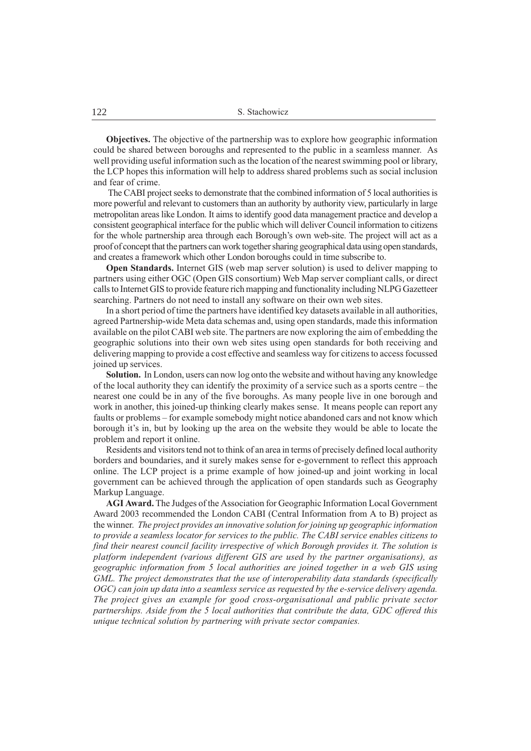**Objectives.** The objective of the partnership was to explore how geographic information could be shared between boroughs and represented to the public in a seamless manner. As well providing useful information such as the location of the nearest swimming pool or library, the LCP hopes this information will help to address shared problems such as social inclusion and fear of crime.

The CABI project seeks to demonstrate that the combined information of 5 local authorities is more powerful and relevant to customers than an authority by authority view, particularly in large metropolitan areas like London. It aims to identify good data management practice and develop a consistent geographical interface for the public which will deliver Council information to citizens for the whole partnership area through each Borough's own web-site. The project will act as a proof of concept that the partners can work together sharing geographical data using open standards, and creates a framework which other London boroughs could in time subscribe to.

**Open Standards.** Internet GIS (web map server solution) is used to deliver mapping to partners using either OGC (Open GIS consortium) Web Map server compliant calls, or direct calls to Internet GIS to provide feature rich mapping and functionality including NLPG Gazetteer searching. Partners do not need to install any software on their own web sites.

In a short period of time the partners have identified key datasets available in all authorities, agreed Partnership-wide Meta data schemas and, using open standards, made this information available on the pilot CABI web site. The partners are now exploring the aim of embedding the geographic solutions into their own web sites using open standards for both receiving and delivering mapping to provide a cost effective and seamless way for citizens to access focussed joined up services.

**Solution.** In London, users can now log onto the website and without having any knowledge of the local authority they can identify the proximity of a service such as a sports centre – the nearest one could be in any of the five boroughs. As many people live in one borough and work in another, this joined-up thinking clearly makes sense. It means people can report any faults or problems – for example somebody might notice abandoned cars and not know which borough it's in, but by looking up the area on the website they would be able to locate the problem and report it online.

Residents and visitors tend not to think of an area in terms of precisely defined local authority borders and boundaries, and it surely makes sense for e-government to reflect this approach online. The LCP project is a prime example of how joined-up and joint working in local government can be achieved through the application of open standards such as Geography Markup Language.

**AGI Award.** The Judges of the Association for Geographic Information Local Government Award 2003 recommended the London CABI (Central Information from A to B) project as the winner. *The project provides an innovative solution for joining up geographic information to provide a seamless locator for services to the public. The CABI service enables citizens to find their nearest council facility irrespective of which Borough provides it. The solution is platform independent (various different GIS are used by the partner organisations), as geographic information from 5 local authorities are joined together in a web GIS using GML. The project demonstrates that the use of interoperability data standards (specifically OGC) can join up data into a seamless service as requested by the e-service delivery agenda. The project gives an example for good cross-organisational and public private sector partnerships. Aside from the 5 local authorities that contribute the data, GDC offered this unique technical solution by partnering with private sector companies.*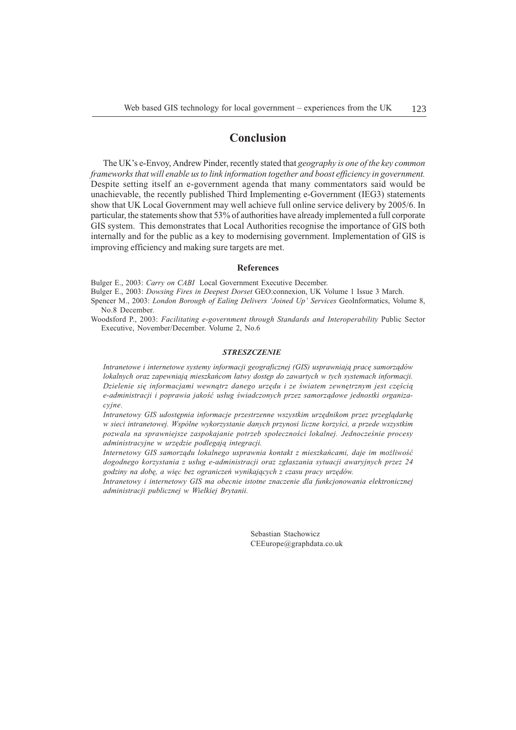## Conclusion

The UK's e-Envoy, Andrew Pinder, recently stated that *geography is one of the key common frameworks that will enable us to link information together and boost efficiency in government.* Despite setting itself an e-government agenda that many commentators said would be unachievable, the recently published Third Implementing e-Government (IEG3) statements show that UK Local Government may well achieve full online service delivery by 2005/6. In particular, the statements show that 53% of authorities have already implemented a full corporate GIS system. This demonstrates that Local Authorities recognise the importance of GIS both internally and for the public as a key to modernising government. Implementation of GIS is improving efficiency and making sure targets are met.

### References

Bulger E., 2003: *Carry on CABI* Local Government Executive December.

Bulger E., 2003: *Dowsing Fires in Deepest Dorset* GEO:connexion, UK Volume 1 Issue 3 March.

Spencer M., 2003: *London Borough of Ealing Delivers 'Joined Up' Services* GeoInformatics, Volume 8, No.8 December.

Woodsford P., 2003: *Facilitating e-government through Standards and Interoperability* Public Sector Executive, November/December. Volume 2, No.6

### *STRESZCZENIE*

*Intranetowe i internetowe systemy informacji geograficznej (GIS) usprawniają pracę samorządów lokalnych oraz zapewniają mieszkańcom łatwy dostęp do zawartych w tych systemach informacji. Dzielenie się informacjami wewnątrz danego urzędu i ze światem zewnętrznym jest częścią e-administracji i poprawia jakość usług świadczonych przez samorządowe jednostki organizacyjne.*

*Intranetowy GIS udostępnia informacje przestrzenne wszystkim urzędnikom przez przeglądarkę w sieci intranetowej. Wspólne wykorzystanie danych przynosi liczne korzyści, a przede wszystkim pozwala na sprawniejsze zaspokajanie potrzeb społeczności lokalnej. Jednocześnie procesy administracyjne w urzędzie podlegają integracji.*

*Internetowy GIS samorządu lokalnego usprawnia kontakt z mieszkańcami, daje im możliwość dogodnego korzystania z usług e-administracji oraz zgłaszania sytuacji awaryjnych przez 24 godziny na dobę, a więc bez ograniczeń wynikających z czasu pracy urzędów.*

*Intranetowy i internetowy GIS ma obecnie istotne znaczenie dla funkcjonowania elektronicznej administracji publicznej w Wielkiej Brytanii.*

Sebastian Stachowicz
CEEurope@graphdata.co.uk